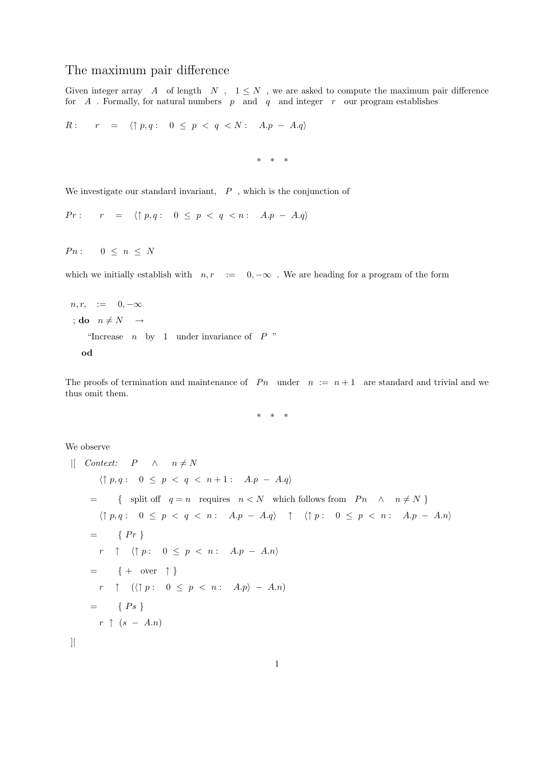# The maximum pair difference

Given integer array $A$ of length $N$ , $1 \leq N$ , we are asked to compute the maximum pair difference for $A$ . Formally, for natural numbers $p$ and $q$ and integer $r$ our program establishes

$$R: \quad r \;=\; \langle \uparrow p, q : \;\; 0 \;\leq\; p \;<\; q \;< N : \;\; A.p \;-\; A.q \rangle$$

\* \* \*

We investigate our standard invariant, $P$ , which is the conjunction of

$$Pr: \quad r \;=\; \langle \uparrow p, q : \;\; 0 \;\leq\; p \;<\; q \;< n : \;\; A.p \;-\; A.q \rangle$$

$$Pn: \quad 0 \;\leq\; n \;\leq\; N$$

which we initially establish with $n, r \;:=\; 0, -\infty$ . We are heading for a program of the form

```
 n, r,   :=   0, −∞
 ; do   n ≠ N   →
       "Increase   n   by   1   under invariance of   P  "
   od
```

The proofs of termination and maintenance of $Pn$ under $n \;:=\; n+1$ are standard and trivial and we thus omit them.

\* \* \*

We observe

|[ *Context:* $P \;\wedge\; n \neq N$

$\quad \langle \uparrow p, q : \;\; 0 \;\leq\; p \;<\; q \;<\; n+1 : \;\; A.p \;-\; A.q \rangle$

$=$ $\quad$ { split off $q = n$ requires $n < N$ which follows from $Pn \;\wedge\; n \neq N$ }

$\quad \langle \uparrow p, q : \;\; 0 \;\leq\; p \;<\; q \;<\; n : \;\; A.p \;-\; A.q \rangle \;\;\uparrow\;\; \langle \uparrow p : \;\; 0 \;\leq\; p \;<\; n : \;\; A.p \;-\; A.n \rangle$

$=$ $\quad$ { $Pr$ }

$\quad r \;\;\uparrow\;\; \langle \uparrow p : \;\; 0 \;\leq\; p \;<\; n : \;\; A.p \;-\; A.n \rangle$

$=$ $\quad$ { $+$ over $\uparrow$ }

$\quad r \;\;\uparrow\;\; (\langle \uparrow p : \;\; 0 \;\leq\; p \;<\; n : \;\; A.p \rangle \;-\; A.n)$

$=$ $\quad$ { $Ps$ }

$\quad r \;\uparrow\; (s \;-\; A.n)$

]|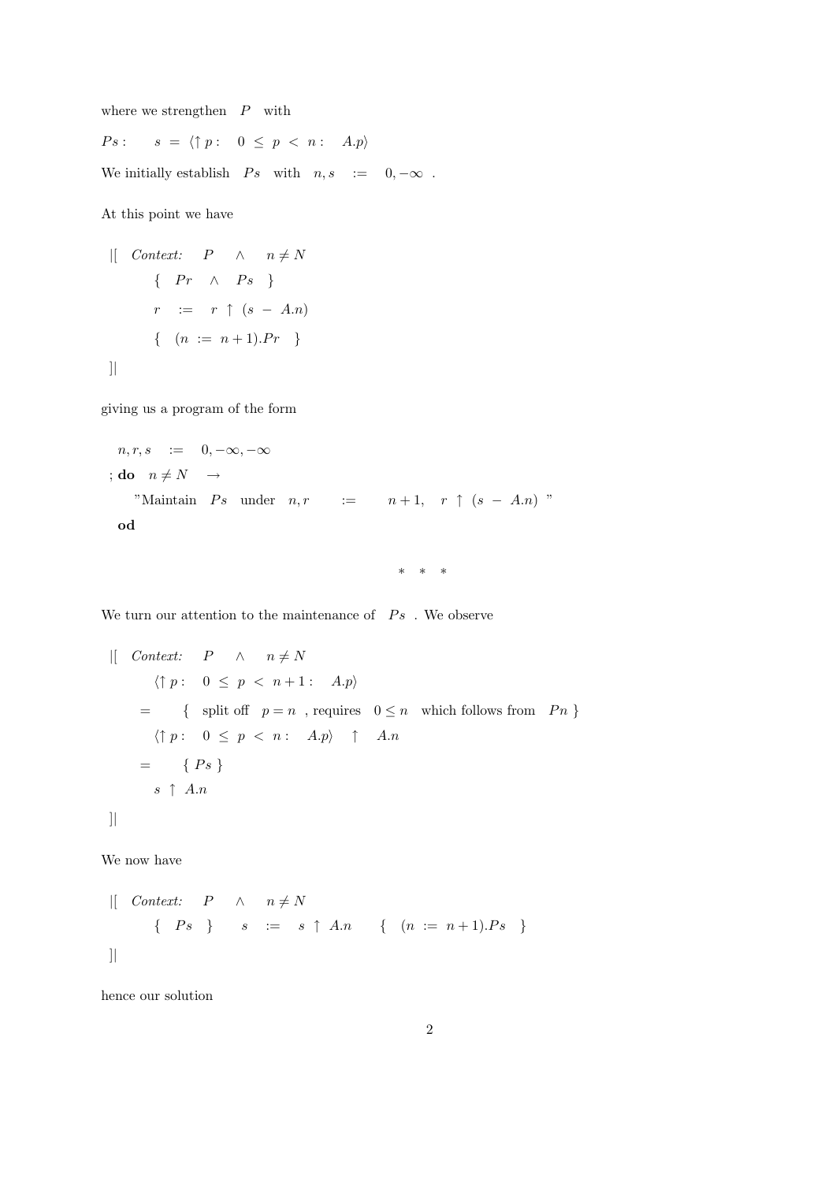where we strengthen $P$ with

$Ps: \quad s \;=\; \langle \uparrow p : \quad 0 \;\leq\; p \;<\; n : \quad A.p \rangle$

We initially establish $Ps$ with $n, s \;:=\; 0, -\infty$ .

At this point we have

$$
\begin{array}{l}
|[ \quad \textit{Context:} \quad P \quad \wedge \quad n \neq N \\
\qquad \{ \quad Pr \quad \wedge \quad Ps \quad \} \\
\qquad r \quad := \quad r \;\uparrow\; (s \;-\; A.n) \\
\qquad \{ \quad (n \;:=\; n+1).Pr \quad \} \\
]|
\end{array}
$$

giving us a program of the form

$$
\begin{array}{l}
\quad n, r, s \quad := \quad 0, -\infty, -\infty \\
; \textbf{do} \quad n \neq N \quad \rightarrow \\
\qquad \text{"Maintain} \quad Ps \quad \text{under} \quad n, r \quad := \quad n+1, \quad r \;\uparrow\; (s \;-\; A.n) \;\text{"} \\
\quad \textbf{od}
\end{array}
$$

\* \* \*

We turn our attention to the maintenance of $Ps$ . We observe

$$
\begin{array}{l}
|[ \quad \textit{Context:} \quad P \quad \wedge \quad n \neq N \\
\qquad \langle \uparrow p : \quad 0 \;\leq\; p \;<\; n+1 : \quad A.p \rangle \\
\quad = \qquad \{ \quad \text{split off} \quad p = n \;\text{, requires} \quad 0 \leq n \quad \text{which follows from} \quad Pn \; \} \\
\qquad \langle \uparrow p : \quad 0 \;\leq\; p \;<\; n : \quad A.p \rangle \quad \uparrow \quad A.n \\
\quad = \qquad \{ \; Ps \; \} \\
\qquad s \;\uparrow\; A.n \\
]|
\end{array}
$$

We now have

$$
\begin{array}{l}
|[ \quad \textit{Context:} \quad P \quad \wedge \quad n \neq N \\
\qquad \{ \quad Ps \quad \} \qquad s \quad := \quad s \;\uparrow\; A.n \qquad \{ \quad (n \;:=\; n+1).Ps \quad \} \\
]|
\end{array}
$$

hence our solution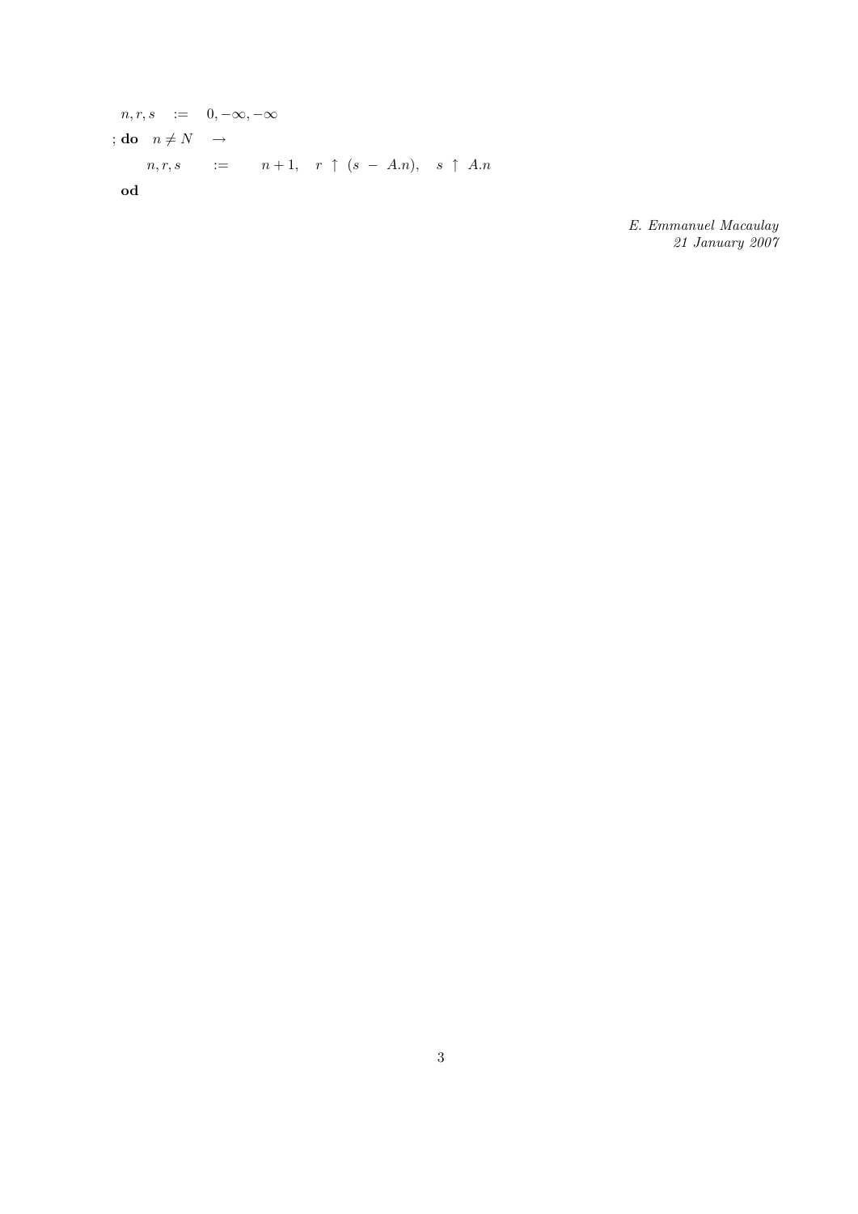$$n, r, s \quad := \quad 0, -\infty, -\infty$$

$$;\ \mathbf{do} \quad n \neq N \quad \rightarrow$$

$$\qquad n, r, s \qquad := \qquad n+1, \quad r \ \uparrow \ (s \ - \ A.n), \quad s \ \uparrow \ A.n$$

$$\mathbf{od}$$

*E. Emmanuel Macaulay*
*21 January 2007*